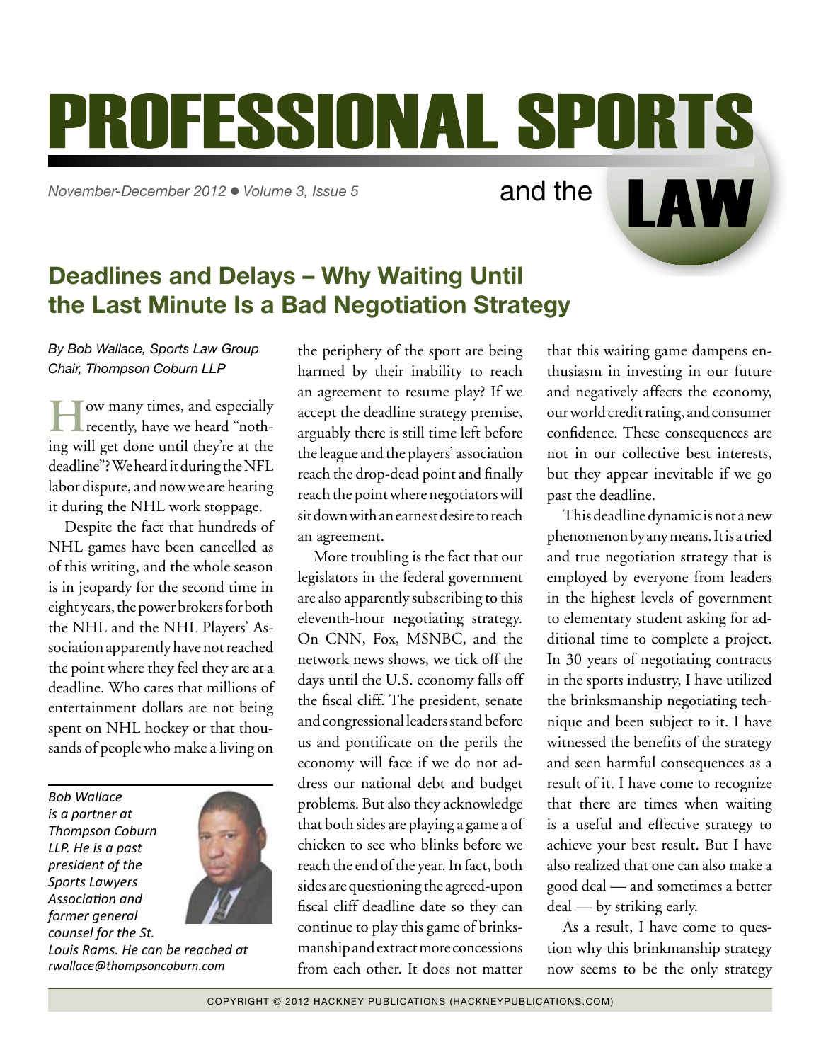# PROFESSIONAL SPORTS and the LAW

*November-December 2012 ● Volume 3, Issue 5*

## Deadlines and Delays – Why Waiting Until the Last Minute Is a Bad Negotiation Strategy

*By Bob Wallace, Sports Law Group Chair, Thompson Coburn LLP*

How many times, and especially recently, have we heard "nothing will get done until they're at the deadline"? We heard it during the NFL labor dispute, and now we are hearing it during the NHL work stoppage.

Despite the fact that hundreds of NHL games have been cancelled as of this writing, and the whole season is in jeopardy for the second time in eight years, the power brokers for both the NHL and the NHL Players' Association apparently have not reached the point where they feel they are at a deadline. Who cares that millions of entertainment dollars are not being spent on NHL hockey or that thousands of people who make a living on the periphery of the sport are being harmed by their inability to reach an agreement to resume play? If we accept the deadline strategy premise, arguably there is still time left before the league and the players' association reach the drop-dead point and finally reach the point where negotiators will sit down with an earnest desire to reach an agreement.

More troubling is the fact that our legislators in the federal government are also apparently subscribing to this eleventh-hour negotiating strategy. On CNN, Fox, MSNBC, and the network news shows, we tick off the days until the U.S. economy falls off the fiscal cliff. The president, senate and congressional leaders stand before us and pontificate on the perils the economy will face if we do not address our national debt and budget problems. But also they acknowledge that both sides are playing a game a of chicken to see who blinks before we reach the end of the year. In fact, both sides are questioning the agreed-upon fiscal cliff deadline date so they can continue to play this game of brinksmanship and extract more concessions from each other. It does not matter that this waiting game dampens enthusiasm in investing in our future and negatively affects the economy, our world credit rating, and consumer confidence. These consequences are not in our collective best interests, but they appear inevitable if we go past the deadline.

This deadline dynamic is not a new phenomenon by any means. It is a tried and true negotiation strategy that is employed by everyone from leaders in the highest levels of government to elementary student asking for additional time to complete a project. In 30 years of negotiating contracts in the sports industry, I have utilized the brinksmanship negotiating technique and been subject to it. I have witnessed the benefits of the strategy and seen harmful consequences as a result of it. I have come to recognize that there are times when waiting is a useful and effective strategy to achieve your best result. But I have also realized that one can also make a good deal — and sometimes a better deal — by striking early.

As a result, I have come to question why this brinkmanship strategy now seems to be the only strategy

---

*Bob Wallace is a partner at Thompson Coburn LLP. He is a past president of the Sports Lawyers Association and former general counsel for the St. Louis Rams. He can be reached at rwallace@thompsoncoburn.com*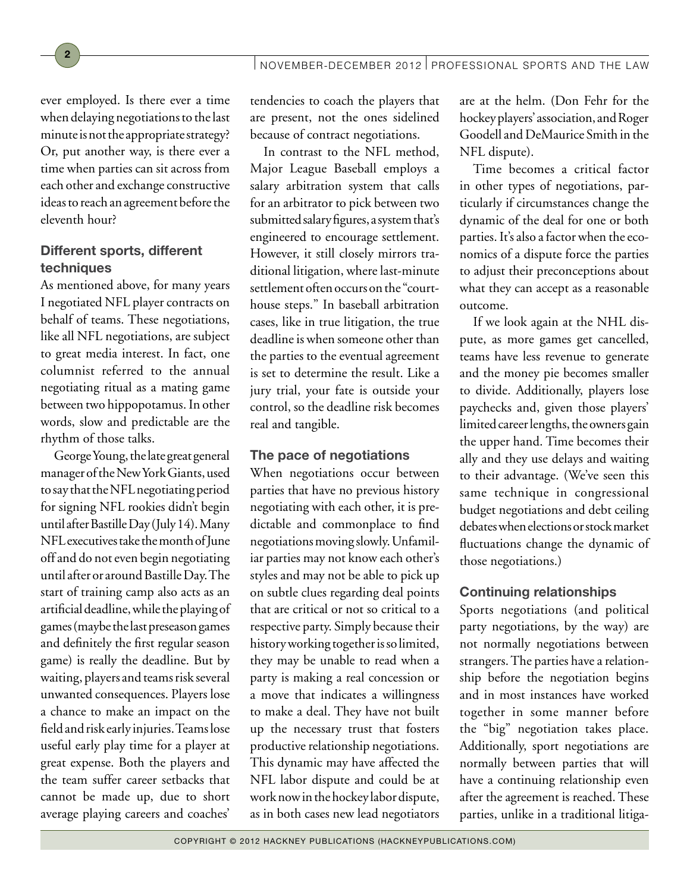ever employed. Is there ever a time when delaying negotiations to the last minute is not the appropriate strategy? Or, put another way, is there ever a time when parties can sit across from each other and exchange constructive ideas to reach an agreement before the eleventh hour?

### Different sports, different techniques

As mentioned above, for many years I negotiated NFL player contracts on behalf of teams. These negotiations, like all NFL negotiations, are subject to great media interest. In fact, one columnist referred to the annual negotiating ritual as a mating game between two hippopotamus. In other words, slow and predictable are the rhythm of those talks.

George Young, the late great general manager of the New York Giants, used to say that the NFL negotiating period for signing NFL rookies didn't begin until after Bastille Day (July 14). Many NFL executives take the month of June off and do not even begin negotiating until after or around Bastille Day. The start of training camp also acts as an artificial deadline, while the playing of games (maybe the last preseason games and definitely the first regular season game) is really the deadline. But by waiting, players and teams risk several unwanted consequences. Players lose a chance to make an impact on the field and risk early injuries. Teams lose useful early play time for a player at great expense. Both the players and the team suffer career setbacks that cannot be made up, due to short average playing careers and coaches' tendencies to coach the players that are present, not the ones sidelined because of contract negotiations.

In contrast to the NFL method, Major League Baseball employs a salary arbitration system that calls for an arbitrator to pick between two submitted salary figures, a system that's engineered to encourage settlement. However, it still closely mirrors traditional litigation, where last-minute settlement often occurs on the "courthouse steps." In baseball arbitration cases, like in true litigation, the true deadline is when someone other than the parties to the eventual agreement is set to determine the result. Like a jury trial, your fate is outside your control, so the deadline risk becomes real and tangible.

### The pace of negotiations

When negotiations occur between parties that have no previous history negotiating with each other, it is predictable and commonplace to find negotiations moving slowly. Unfamiliar parties may not know each other's styles and may not be able to pick up on subtle clues regarding deal points that are critical or not so critical to a respective party. Simply because their history working together is so limited, they may be unable to read when a party is making a real concession or a move that indicates a willingness to make a deal. They have not built up the necessary trust that fosters productive relationship negotiations. This dynamic may have affected the NFL labor dispute and could be at work now in the hockey labor dispute, as in both cases new lead negotiators are at the helm. (Don Fehr for the hockey players' association, and Roger Goodell and DeMaurice Smith in the NFL dispute).

Time becomes a critical factor in other types of negotiations, particularly if circumstances change the dynamic of the deal for one or both parties. It's also a factor when the economics of a dispute force the parties to adjust their preconceptions about what they can accept as a reasonable outcome.

If we look again at the NHL dispute, as more games get cancelled, teams have less revenue to generate and the money pie becomes smaller to divide. Additionally, players lose paychecks and, given those players' limited career lengths, the owners gain the upper hand. Time becomes their ally and they use delays and waiting to their advantage. (We've seen this same technique in congressional budget negotiations and debt ceiling debates when elections or stock market fluctuations change the dynamic of those negotiations.)

### Continuing relationships

Sports negotiations (and political party negotiations, by the way) are not normally negotiations between strangers. The parties have a relationship before the negotiation begins and in most instances have worked together in some manner before the "big" negotiation takes place. Additionally, sport negotiations are normally between parties that will have a continuing relationship even after the agreement is reached. These parties, unlike in a traditional litiga-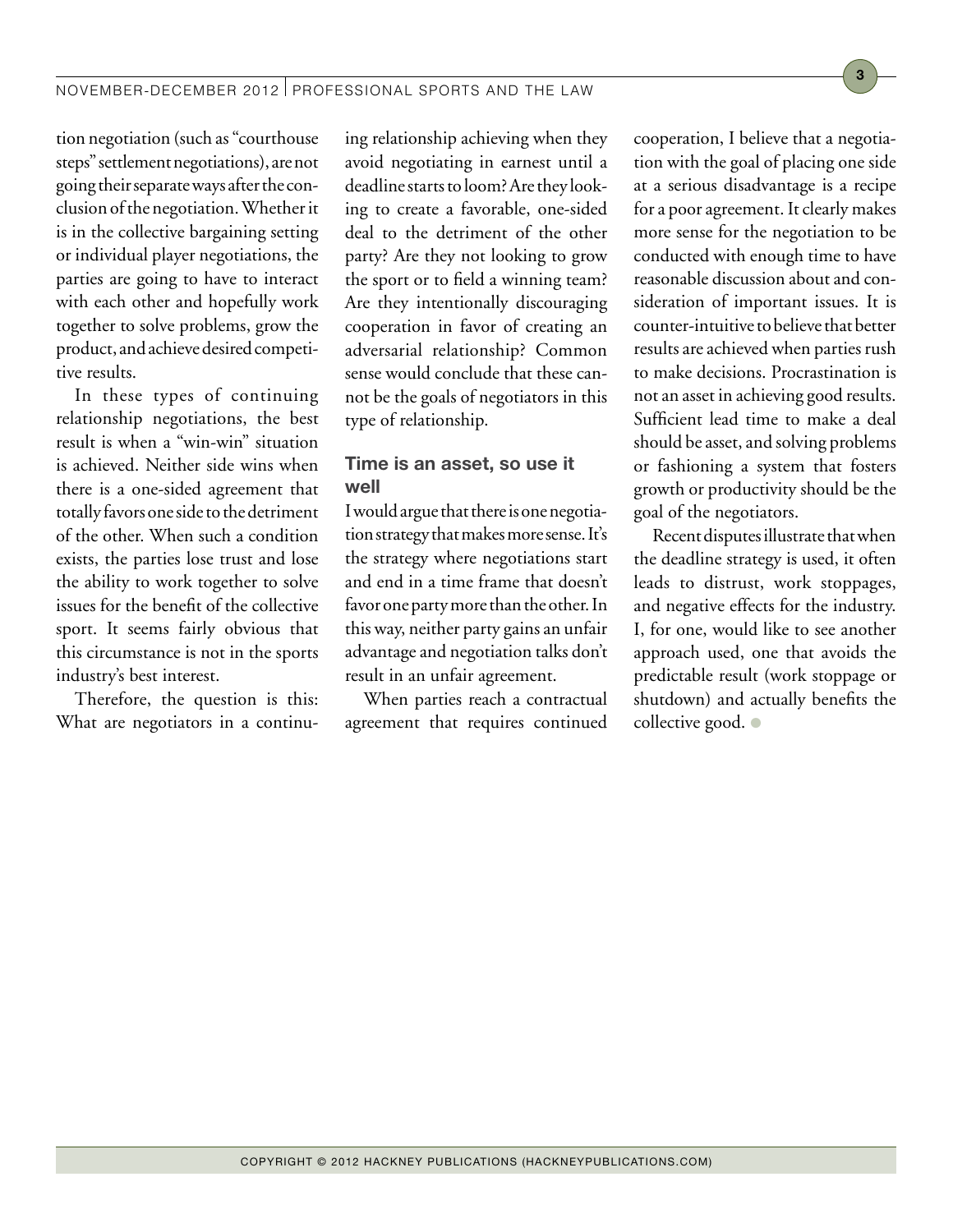tion negotiation (such as "courthouse steps" settlement negotiations), are not going their separate ways after the conclusion of the negotiation. Whether it is in the collective bargaining setting or individual player negotiations, the parties are going to have to interact with each other and hopefully work together to solve problems, grow the product, and achieve desired competitive results.

In these types of continuing relationship negotiations, the best result is when a "win-win" situation is achieved. Neither side wins when there is a one-sided agreement that totally favors one side to the detriment of the other. When such a condition exists, the parties lose trust and lose the ability to work together to solve issues for the benefit of the collective sport. It seems fairly obvious that this circumstance is not in the sports industry's best interest.

Therefore, the question is this: What are negotiators in a continuing relationship achieving when they avoid negotiating in earnest until a deadline starts to loom? Are they looking to create a favorable, one-sided deal to the detriment of the other party? Are they not looking to grow the sport or to field a winning team? Are they intentionally discouraging cooperation in favor of creating an adversarial relationship? Common sense would conclude that these cannot be the goals of negotiators in this type of relationship.

## Time is an asset, so use it well

I would argue that there is one negotiation strategy that makes more sense. It's the strategy where negotiations start and end in a time frame that doesn't favor one party more than the other. In this way, neither party gains an unfair advantage and negotiation talks don't result in an unfair agreement.

When parties reach a contractual agreement that requires continued cooperation, I believe that a negotiation with the goal of placing one side at a serious disadvantage is a recipe for a poor agreement. It clearly makes more sense for the negotiation to be conducted with enough time to have reasonable discussion about and consideration of important issues. It is counter-intuitive to believe that better results are achieved when parties rush to make decisions. Procrastination is not an asset in achieving good results. Sufficient lead time to make a deal should be asset, and solving problems or fashioning a system that fosters growth or productivity should be the goal of the negotiators.

Recent disputes illustrate that when the deadline strategy is used, it often leads to distrust, work stoppages, and negative effects for the industry. I, for one, would like to see another approach used, one that avoids the predictable result (work stoppage or shutdown) and actually benefits the collective good.